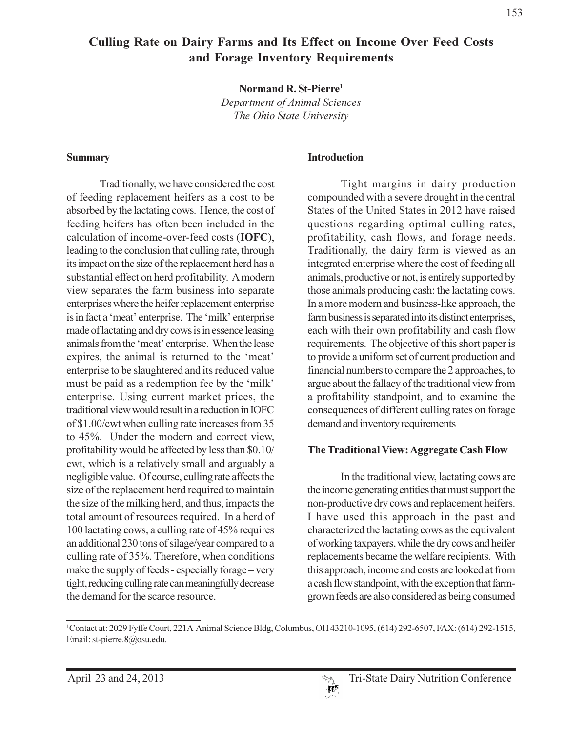# Culling Rate on Dairy Farms and Its Effect on Income Over Feed Costs and Forage Inventory Requirements

**Normand R. St-Pierre**[1]

*Department of Animal Sciences*
*The Ohio State University*

## Summary

Traditionally, we have considered the cost of feeding replacement heifers as a cost to be absorbed by the lactating cows. Hence, the cost of feeding heifers has often been included in the calculation of income-over-feed costs (**IOFC**), leading to the conclusion that culling rate, through its impact on the size of the replacement herd has a substantial effect on herd profitability. A modern view separates the farm business into separate enterprises where the heifer replacement enterprise is in fact a 'meat' enterprise. The 'milk' enterprise made of lactating and dry cows is in essence leasing animals from the 'meat' enterprise. When the lease expires, the animal is returned to the 'meat' enterprise to be slaughtered and its reduced value must be paid as a redemption fee by the 'milk' enterprise. Using current market prices, the traditional view would result in a reduction in IOFC of $1.00/cwt when culling rate increases from 35 to 45%. Under the modern and correct view, profitability would be affected by less than $0.10/cwt, which is a relatively small and arguably a negligible value. Of course, culling rate affects the size of the replacement herd required to maintain the size of the milking herd, and thus, impacts the total amount of resources required. In a herd of 100 lactating cows, a culling rate of 45% requires an additional 230 tons of silage/year compared to a culling rate of 35%. Therefore, when conditions make the supply of feeds - especially forage – very tight, reducing culling rate can meaningfully decrease the demand for the scarce resource.

## Introduction

Tight margins in dairy production compounded with a severe drought in the central States of the United States in 2012 have raised questions regarding optimal culling rates, profitability, cash flows, and forage needs. Traditionally, the dairy farm is viewed as an integrated enterprise where the cost of feeding all animals, productive or not, is entirely supported by those animals producing cash: the lactating cows. In a more modern and business-like approach, the farm business is separated into its distinct enterprises, each with their own profitability and cash flow requirements. The objective of this short paper is to provide a uniform set of current production and financial numbers to compare the 2 approaches, to argue about the fallacy of the traditional view from a profitability standpoint, and to examine the consequences of different culling rates on forage demand and inventory requirements

## The Traditional View: Aggregate Cash Flow

In the traditional view, lactating cows are the income generating entities that must support the non-productive dry cows and replacement heifers. I have used this approach in the past and characterized the lactating cows as the equivalent of working taxpayers, while the dry cows and heifer replacements became the welfare recipients. With this approach, income and costs are looked at from a cash flow standpoint, with the exception that farm-grown feeds are also considered as being consumed

[1]Contact at: 2029 Fyffe Court, 221A Animal Science Bldg, Columbus, OH 43210-1095, (614) 292-6507, FAX: (614) 292-1515, Email: st-pierre.8@osu.edu.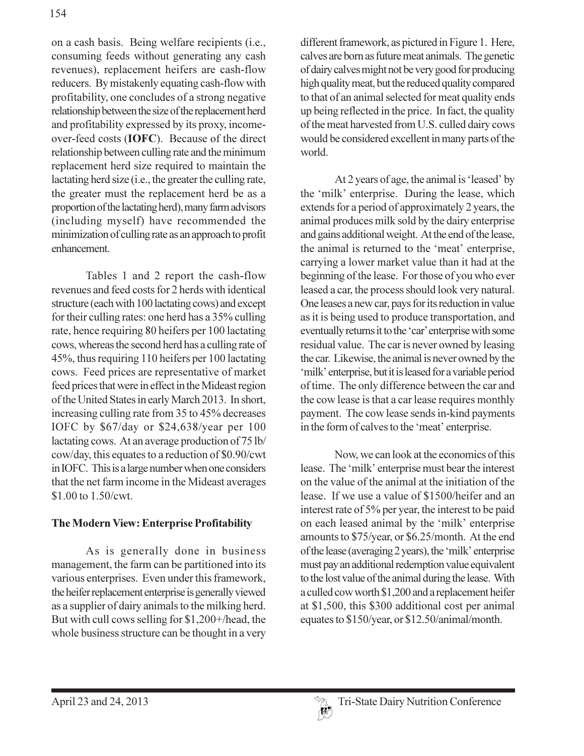on a cash basis. Being welfare recipients (i.e., consuming feeds without generating any cash revenues), replacement heifers are cash-flow reducers. By mistakenly equating cash-flow with profitability, one concludes of a strong negative relationship between the size of the replacement herd and profitability expressed by its proxy, income-over-feed costs (**IOFC**). Because of the direct relationship between culling rate and the minimum replacement herd size required to maintain the lactating herd size (i.e., the greater the culling rate, the greater must the replacement herd be as a proportion of the lactating herd), many farm advisors (including myself) have recommended the minimization of culling rate as an approach to profit enhancement.

Tables 1 and 2 report the cash-flow revenues and feed costs for 2 herds with identical structure (each with 100 lactating cows) and except for their culling rates: one herd has a 35% culling rate, hence requiring 80 heifers per 100 lactating cows, whereas the second herd has a culling rate of 45%, thus requiring 110 heifers per 100 lactating cows. Feed prices are representative of market feed prices that were in effect in the Mideast region of the United States in early March 2013. In short, increasing culling rate from 35 to 45% decreases IOFC by $67/day or $24,638/year per 100 lactating cows. At an average production of 75 lb/cow/day, this equates to a reduction of $0.90/cwt in IOFC. This is a large number when one considers that the net farm income in the Mideast averages $1.00 to 1.50/cwt.

## The Modern View: Enterprise Profitability

As is generally done in business management, the farm can be partitioned into its various enterprises. Even under this framework, the heifer replacement enterprise is generally viewed as a supplier of dairy animals to the milking herd. But with cull cows selling for $1,200+/head, the whole business structure can be thought in a very different framework, as pictured in Figure 1. Here, calves are born as future meat animals. The genetic of dairy calves might not be very good for producing high quality meat, but the reduced quality compared to that of an animal selected for meat quality ends up being reflected in the price. In fact, the quality of the meat harvested from U.S. culled dairy cows would be considered excellent in many parts of the world.

At 2 years of age, the animal is 'leased' by the 'milk' enterprise. During the lease, which extends for a period of approximately 2 years, the animal produces milk sold by the dairy enterprise and gains additional weight. At the end of the lease, the animal is returned to the 'meat' enterprise, carrying a lower market value than it had at the beginning of the lease. For those of you who ever leased a car, the process should look very natural. One leases a new car, pays for its reduction in value as it is being used to produce transportation, and eventually returns it to the 'car' enterprise with some residual value. The car is never owned by leasing the car. Likewise, the animal is never owned by the 'milk' enterprise, but it is leased for a variable period of time. The only difference between the car and the cow lease is that a car lease requires monthly payment. The cow lease sends in-kind payments in the form of calves to the 'meat' enterprise.

Now, we can look at the economics of this lease. The 'milk' enterprise must bear the interest on the value of the animal at the initiation of the lease. If we use a value of $1500/heifer and an interest rate of 5% per year, the interest to be paid on each leased animal by the 'milk' enterprise amounts to $75/year, or $6.25/month. At the end of the lease (averaging 2 years), the 'milk' enterprise must pay an additional redemption value equivalent to the lost value of the animal during the lease. With a culled cow worth $1,200 and a replacement heifer at $1,500, this $300 additional cost per animal equates to $150/year, or $12.50/animal/month.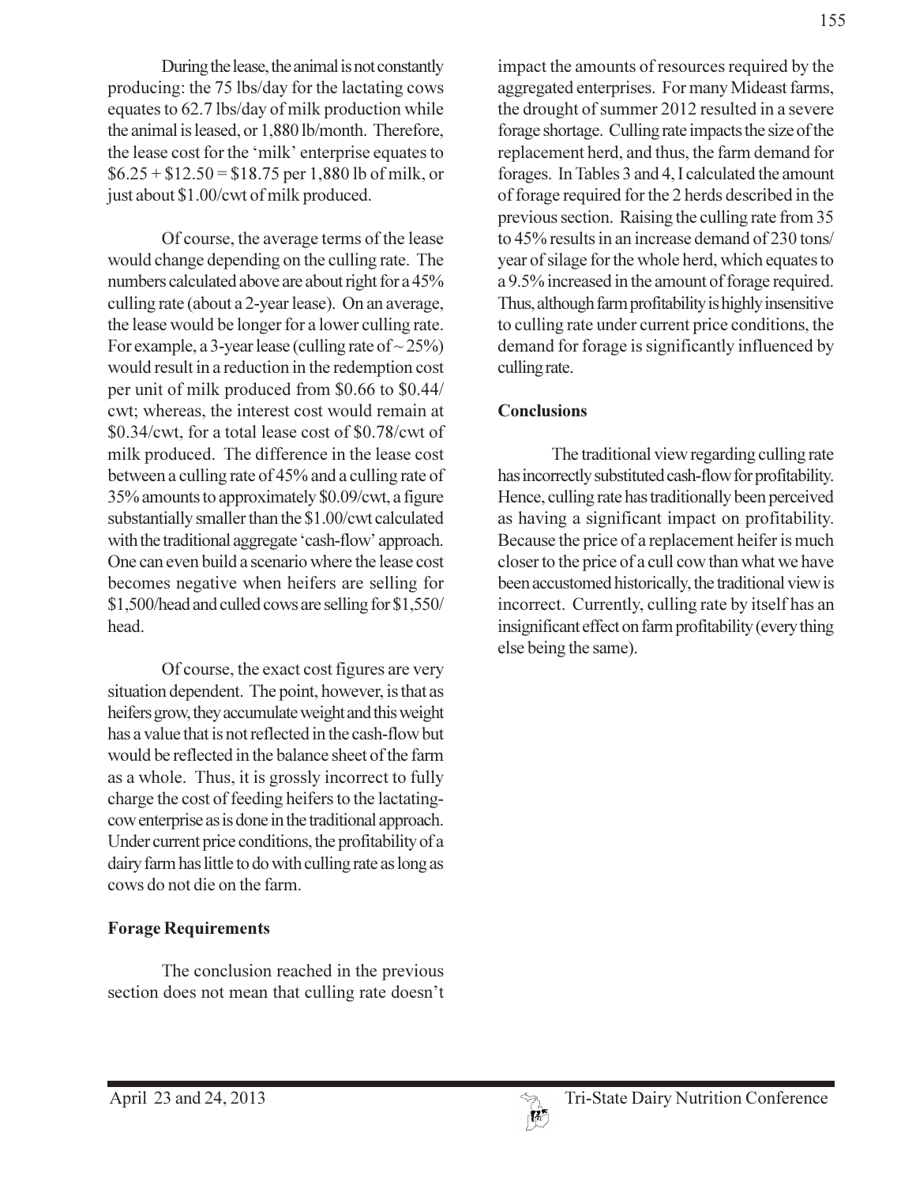During the lease, the animal is not constantly producing: the 75 lbs/day for the lactating cows equates to 62.7 lbs/day of milk production while the animal is leased, or 1,880 lb/month. Therefore, the lease cost for the 'milk' enterprise equates to \$6.25 + \$12.50 = \$18.75 per 1,880 lb of milk, or just about \$1.00/cwt of milk produced.

Of course, the average terms of the lease would change depending on the culling rate. The numbers calculated above are about right for a 45% culling rate (about a 2-year lease). On an average, the lease would be longer for a lower culling rate. For example, a 3-year lease (culling rate of ~ 25%) would result in a reduction in the redemption cost per unit of milk produced from \$0.66 to \$0.44/cwt; whereas, the interest cost would remain at \$0.34/cwt, for a total lease cost of \$0.78/cwt of milk produced. The difference in the lease cost between a culling rate of 45% and a culling rate of 35% amounts to approximately \$0.09/cwt, a figure substantially smaller than the \$1.00/cwt calculated with the traditional aggregate 'cash-flow' approach. One can even build a scenario where the lease cost becomes negative when heifers are selling for \$1,500/head and culled cows are selling for \$1,550/head.

Of course, the exact cost figures are very situation dependent. The point, however, is that as heifers grow, they accumulate weight and this weight has a value that is not reflected in the cash-flow but would be reflected in the balance sheet of the farm as a whole. Thus, it is grossly incorrect to fully charge the cost of feeding heifers to the lactating-cow enterprise as is done in the traditional approach. Under current price conditions, the profitability of a dairy farm has little to do with culling rate as long as cows do not die on the farm.

**Forage Requirements**

The conclusion reached in the previous section does not mean that culling rate doesn't impact the amounts of resources required by the aggregated enterprises. For many Mideast farms, the drought of summer 2012 resulted in a severe forage shortage. Culling rate impacts the size of the replacement herd, and thus, the farm demand for forages. In Tables 3 and 4, I calculated the amount of forage required for the 2 herds described in the previous section. Raising the culling rate from 35 to 45% results in an increase demand of 230 tons/year of silage for the whole herd, which equates to a 9.5% increased in the amount of forage required. Thus, although farm profitability is highly insensitive to culling rate under current price conditions, the demand for forage is significantly influenced by culling rate.

**Conclusions**

The traditional view regarding culling rate has incorrectly substituted cash-flow for profitability. Hence, culling rate has traditionally been perceived as having a significant impact on profitability. Because the price of a replacement heifer is much closer to the price of a cull cow than what we have been accustomed historically, the traditional view is incorrect. Currently, culling rate by itself has an insignificant effect on farm profitability (every thing else being the same).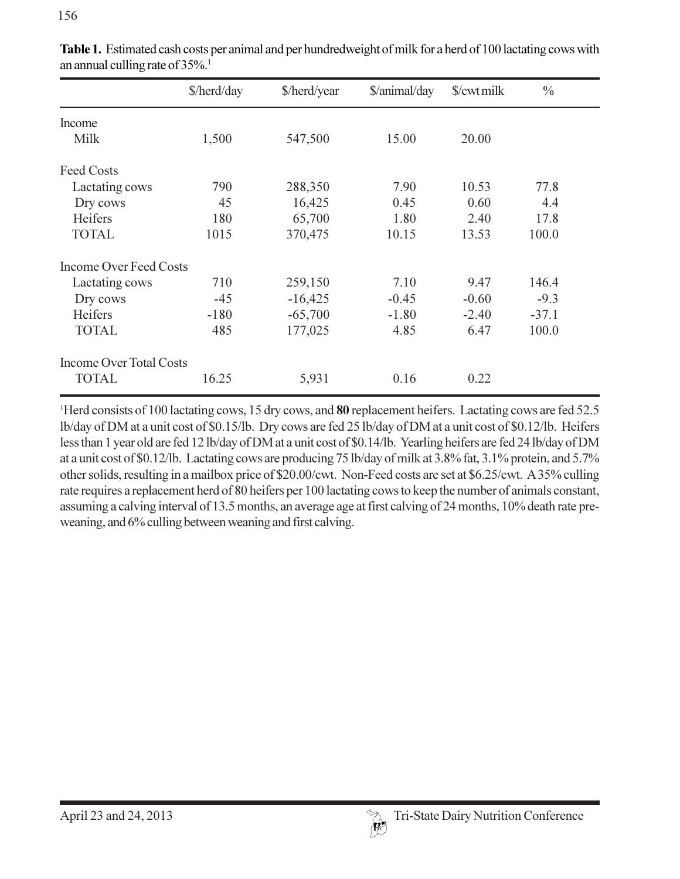**Table 1.** Estimated cash costs per animal and per hundredweight of milk for a herd of 100 lactating cows with an annual culling rate of 35%.[1]

| | \$/herd/day | \$/herd/year | \$/animal/day | \$/cwt milk | % |
|---|---|---|---|---|---|
| Income | | | | | |
| Milk | 1,500 | 547,500 | 15.00 | 20.00 | |
| Feed Costs | | | | | |
| Lactating cows | 790 | 288,350 | 7.90 | 10.53 | 77.8 |
| Dry cows | 45 | 16,425 | 0.45 | 0.60 | 4.4 |
| Heifers | 180 | 65,700 | 1.80 | 2.40 | 17.8 |
| TOTAL | 1015 | 370,475 | 10.15 | 13.53 | 100.0 |
| Income Over Feed Costs | | | | | |
| Lactating cows | 710 | 259,150 | 7.10 | 9.47 | 146.4 |
| Dry cows | -45 | -16,425 | -0.45 | -0.60 | -9.3 |
| Heifers | -180 | -65,700 | -1.80 | -2.40 | -37.1 |
| TOTAL | 485 | 177,025 | 4.85 | 6.47 | 100.0 |
| Income Over Total Costs | | | | | |
| TOTAL | 16.25 | 5,931 | 0.16 | 0.22 | |

[1]Herd consists of 100 lactating cows, 15 dry cows, and **80** replacement heifers. Lactating cows are fed 52.5 lb/day of DM at a unit cost of \$0.15/lb. Dry cows are fed 25 lb/day of DM at a unit cost of \$0.12/lb. Heifers less than 1 year old are fed 12 lb/day of DM at a unit cost of \$0.14/lb. Yearling heifers are fed 24 lb/day of DM at a unit cost of \$0.12/lb. Lactating cows are producing 75 lb/day of milk at 3.8% fat, 3.1% protein, and 5.7% other solids, resulting in a mailbox price of \$20.00/cwt. Non-Feed costs are set at \$6.25/cwt. A 35% culling rate requires a replacement herd of 80 heifers per 100 lactating cows to keep the number of animals constant, assuming a calving interval of 13.5 months, an average age at first calving of 24 months, 10% death rate pre-weaning, and 6% culling between weaning and first calving.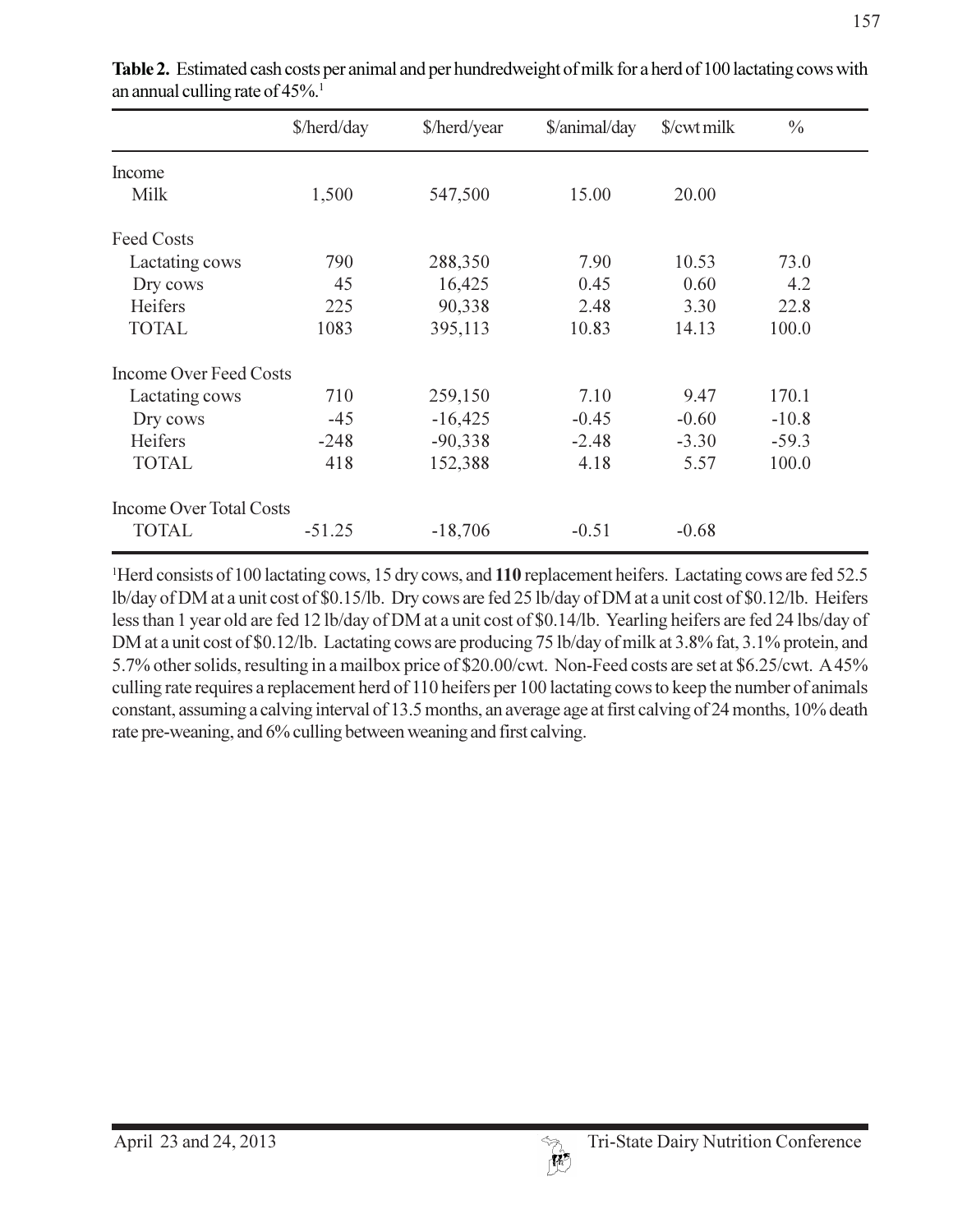**Table 2.** Estimated cash costs per animal and per hundredweight of milk for a herd of 100 lactating cows with an annual culling rate of 45%.[1]

| | \$/herd/day | \$/herd/year | \$/animal/day | \$/cwt milk | % |
|---|---|---|---|---|---|
| Income | | | | | |
| Milk | 1,500 | 547,500 | 15.00 | 20.00 | |
| Feed Costs | | | | | |
| Lactating cows | 790 | 288,350 | 7.90 | 10.53 | 73.0 |
| Dry cows | 45 | 16,425 | 0.45 | 0.60 | 4.2 |
| Heifers | 225 | 90,338 | 2.48 | 3.30 | 22.8 |
| TOTAL | 1083 | 395,113 | 10.83 | 14.13 | 100.0 |
| Income Over Feed Costs | | | | | |
| Lactating cows | 710 | 259,150 | 7.10 | 9.47 | 170.1 |
| Dry cows | -45 | -16,425 | -0.45 | -0.60 | -10.8 |
| Heifers | -248 | -90,338 | -2.48 | -3.30 | -59.3 |
| TOTAL | 418 | 152,388 | 4.18 | 5.57 | 100.0 |
| Income Over Total Costs | | | | | |
| TOTAL | -51.25 | -18,706 | -0.51 | -0.68 | |

[1]Herd consists of 100 lactating cows, 15 dry cows, and **110** replacement heifers. Lactating cows are fed 52.5 lb/day of DM at a unit cost of \$0.15/lb. Dry cows are fed 25 lb/day of DM at a unit cost of \$0.12/lb. Heifers less than 1 year old are fed 12 lb/day of DM at a unit cost of \$0.14/lb. Yearling heifers are fed 24 lbs/day of DM at a unit cost of \$0.12/lb. Lactating cows are producing 75 lb/day of milk at 3.8% fat, 3.1% protein, and 5.7% other solids, resulting in a mailbox price of \$20.00/cwt. Non-Feed costs are set at \$6.25/cwt. A 45% culling rate requires a replacement herd of 110 heifers per 100 lactating cows to keep the number of animals constant, assuming a calving interval of 13.5 months, an average age at first calving of 24 months, 10% death rate pre-weaning, and 6% culling between weaning and first calving.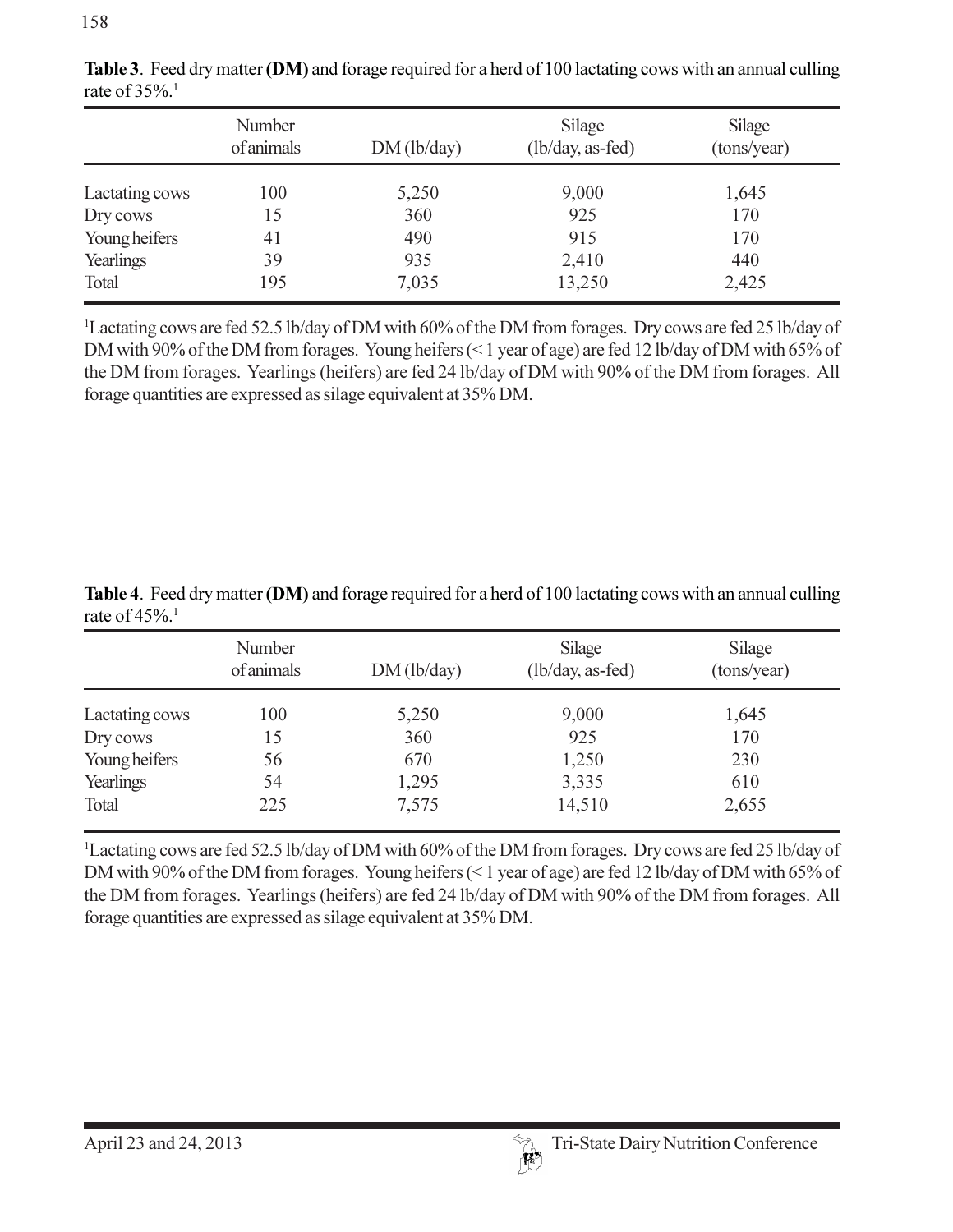**Table 3**. Feed dry matter **(DM)** and forage required for a herd of 100 lactating cows with an annual culling rate of 35%.[1]

| | Number of animals | DM (lb/day) | Silage (lb/day, as-fed) | Silage (tons/year) |
|---|---|---|---|---|
| Lactating cows | 100 | 5,250 | 9,000 | 1,645 |
| Dry cows | 15 | 360 | 925 | 170 |
| Young heifers | 41 | 490 | 915 | 170 |
| Yearlings | 39 | 935 | 2,410 | 440 |
| Total | 195 | 7,035 | 13,250 | 2,425 |

[1]Lactating cows are fed 52.5 lb/day of DM with 60% of the DM from forages. Dry cows are fed 25 lb/day of DM with 90% of the DM from forages. Young heifers (< 1 year of age) are fed 12 lb/day of DM with 65% of the DM from forages. Yearlings (heifers) are fed 24 lb/day of DM with 90% of the DM from forages. All forage quantities are expressed as silage equivalent at 35% DM.

**Table 4**. Feed dry matter **(DM)** and forage required for a herd of 100 lactating cows with an annual culling rate of 45%.[1]

| | Number of animals | DM (lb/day) | Silage (lb/day, as-fed) | Silage (tons/year) |
|---|---|---|---|---|
| Lactating cows | 100 | 5,250 | 9,000 | 1,645 |
| Dry cows | 15 | 360 | 925 | 170 |
| Young heifers | 56 | 670 | 1,250 | 230 |
| Yearlings | 54 | 1,295 | 3,335 | 610 |
| Total | 225 | 7,575 | 14,510 | 2,655 |

[1]Lactating cows are fed 52.5 lb/day of DM with 60% of the DM from forages. Dry cows are fed 25 lb/day of DM with 90% of the DM from forages. Young heifers (< 1 year of age) are fed 12 lb/day of DM with 65% of the DM from forages. Yearlings (heifers) are fed 24 lb/day of DM with 90% of the DM from forages. All forage quantities are expressed as silage equivalent at 35% DM.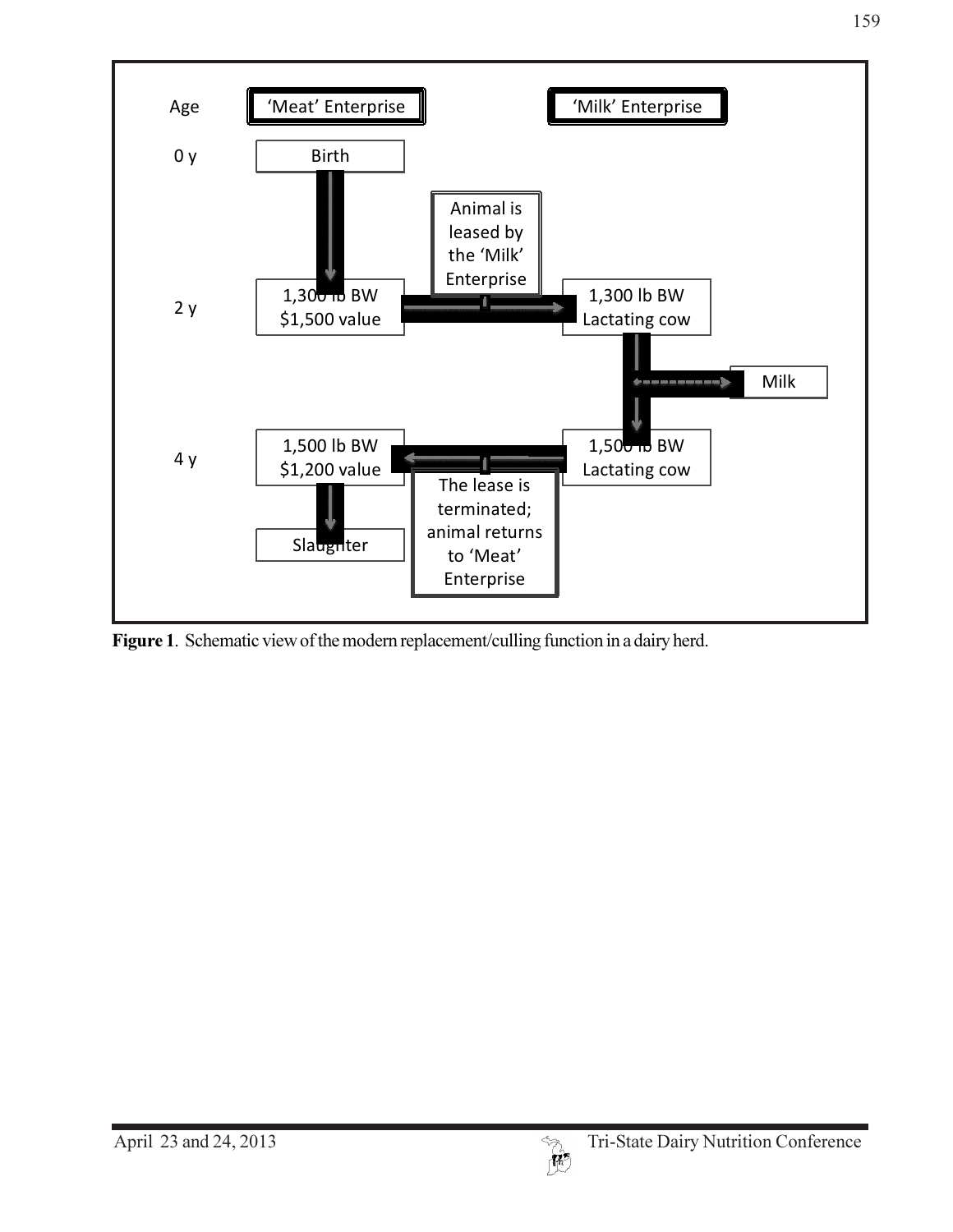Age

'Meat' Enterprise

'Milk' Enterprise

0 y

Birth

Animal is leased by the 'Milk' Enterprise

2 y

1,300 lb BW
$1,500 value

1,300 lb BW
Lactating cow

Milk

4 y

1,500 lb BW
$1,200 value

1,500 lb BW
Lactating cow

The lease is terminated; animal returns to 'Meat' Enterprise

Slaughter

**Figure 1**. Schematic view of the modern replacement/culling function in a dairy herd.